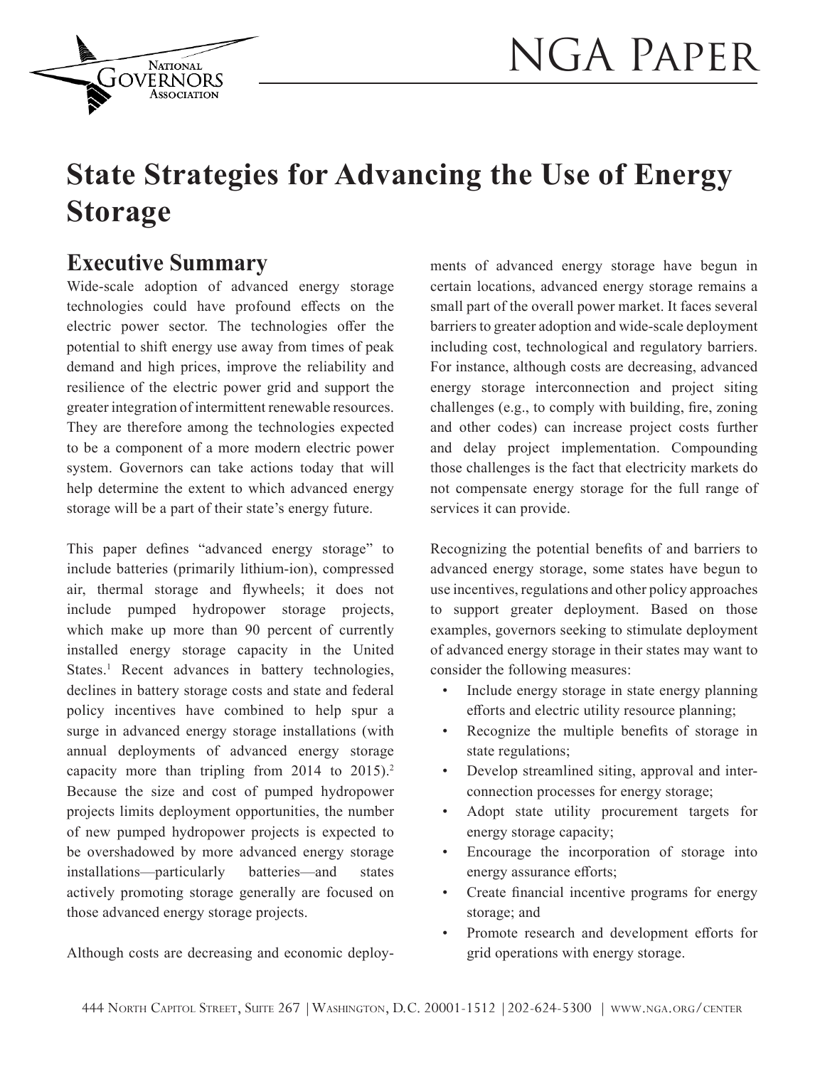# NGA Paper

# State Strategies for Advancing the Use of Energy Storage

## Executive Summary

Wide-scale adoption of advanced energy storage technologies could have profound effects on the electric power sector. The technologies offer the potential to shift energy use away from times of peak demand and high prices, improve the reliability and resilience of the electric power grid and support the greater integration of intermittent renewable resources. They are therefore among the technologies expected to be a component of a more modern electric power system. Governors can take actions today that will help determine the extent to which advanced energy storage will be a part of their state's energy future.

This paper defines "advanced energy storage" to include batteries (primarily lithium-ion), compressed air, thermal storage and flywheels; it does not include pumped hydropower storage projects, which make up more than 90 percent of currently installed energy storage capacity in the United States.[1] Recent advances in battery technologies, declines in battery storage costs and state and federal policy incentives have combined to help spur a surge in advanced energy storage installations (with annual deployments of advanced energy storage capacity more than tripling from 2014 to 2015).[2] Because the size and cost of pumped hydropower projects limits deployment opportunities, the number of new pumped hydropower projects is expected to be overshadowed by more advanced energy storage installations—particularly batteries—and states actively promoting storage generally are focused on those advanced energy storage projects.

Although costs are decreasing and economic deployments of advanced energy storage have begun in certain locations, advanced energy storage remains a small part of the overall power market. It faces several barriers to greater adoption and wide-scale deployment including cost, technological and regulatory barriers. For instance, although costs are decreasing, advanced energy storage interconnection and project siting challenges (e.g., to comply with building, fire, zoning and other codes) can increase project costs further and delay project implementation. Compounding those challenges is the fact that electricity markets do not compensate energy storage for the full range of services it can provide.

Recognizing the potential benefits of and barriers to advanced energy storage, some states have begun to use incentives, regulations and other policy approaches to support greater deployment. Based on those examples, governors seeking to stimulate deployment of advanced energy storage in their states may want to consider the following measures:

- Include energy storage in state energy planning efforts and electric utility resource planning;
- Recognize the multiple benefits of storage in state regulations;
- Develop streamlined siting, approval and interconnection processes for energy storage;
- Adopt state utility procurement targets for energy storage capacity;
- Encourage the incorporation of storage into energy assurance efforts;
- Create financial incentive programs for energy storage; and
- Promote research and development efforts for grid operations with energy storage.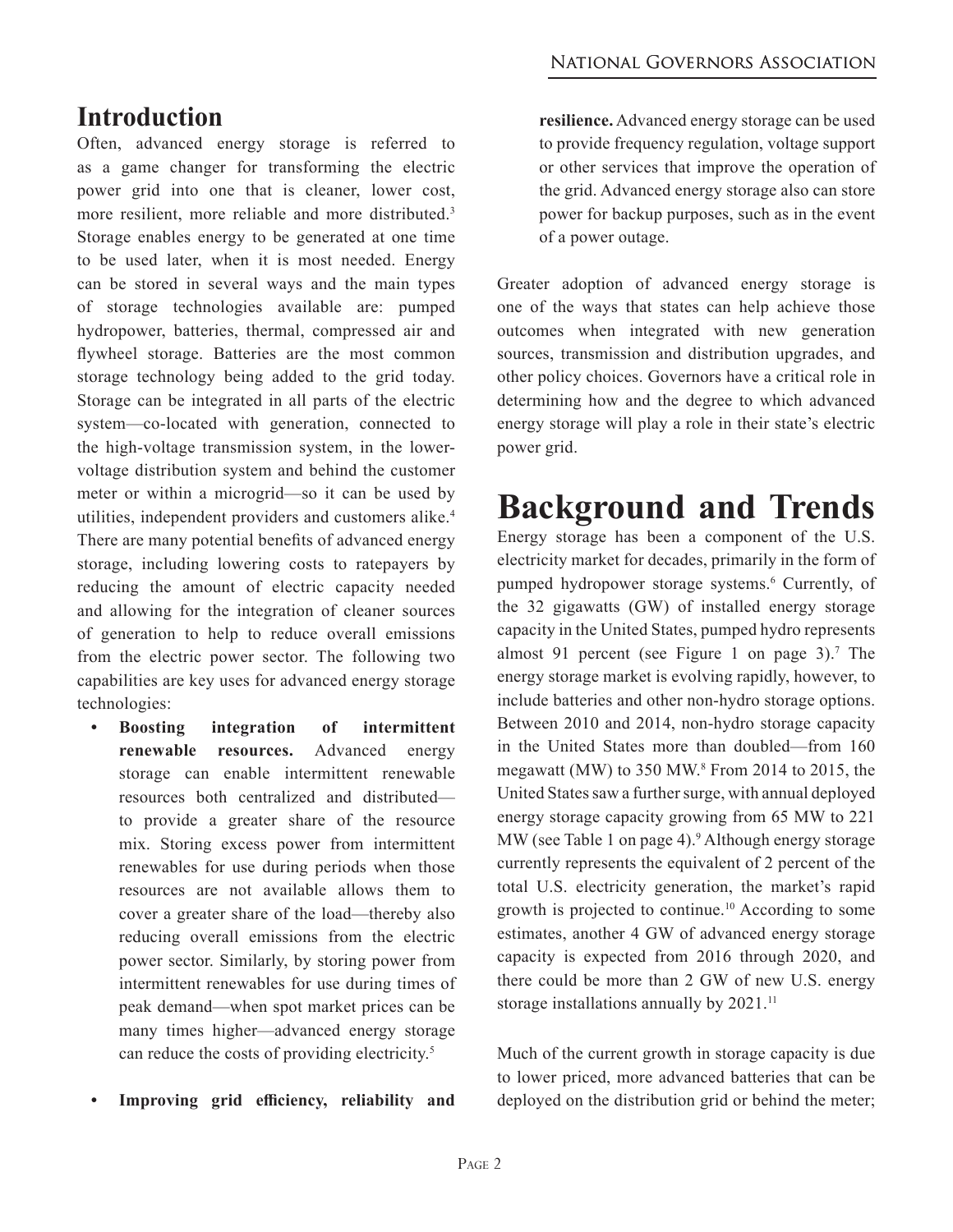## Introduction

Often, advanced energy storage is referred to as a game changer for transforming the electric power grid into one that is cleaner, lower cost, more resilient, more reliable and more distributed.[3] Storage enables energy to be generated at one time to be used later, when it is most needed. Energy can be stored in several ways and the main types of storage technologies available are: pumped hydropower, batteries, thermal, compressed air and flywheel storage. Batteries are the most common storage technology being added to the grid today. Storage can be integrated in all parts of the electric system—co-located with generation, connected to the high-voltage transmission system, in the lower-voltage distribution system and behind the customer meter or within a microgrid—so it can be used by utilities, independent providers and customers alike.[4] There are many potential benefits of advanced energy storage, including lowering costs to ratepayers by reducing the amount of electric capacity needed and allowing for the integration of cleaner sources of generation to help to reduce overall emissions from the electric power sector. The following two capabilities are key uses for advanced energy storage technologies:

- **Boosting integration of intermittent renewable resources.** Advanced energy storage can enable intermittent renewable resources both centralized and distributed—to provide a greater share of the resource mix. Storing excess power from intermittent renewables for use during periods when those resources are not available allows them to cover a greater share of the load—thereby also reducing overall emissions from the electric power sector. Similarly, by storing power from intermittent renewables for use during times of peak demand—when spot market prices can be many times higher—advanced energy storage can reduce the costs of providing electricity.[5]

- **Improving grid efficiency, reliability and resilience.** Advanced energy storage can be used to provide frequency regulation, voltage support or other services that improve the operation of the grid. Advanced energy storage also can store power for backup purposes, such as in the event of a power outage.

Greater adoption of advanced energy storage is one of the ways that states can help achieve those outcomes when integrated with new generation sources, transmission and distribution upgrades, and other policy choices. Governors have a critical role in determining how and the degree to which advanced energy storage will play a role in their state's electric power grid.

# Background and Trends

Energy storage has been a component of the U.S. electricity market for decades, primarily in the form of pumped hydropower storage systems.[6] Currently, of the 32 gigawatts (GW) of installed energy storage capacity in the United States, pumped hydro represents almost 91 percent (see Figure 1 on page 3).[7] The energy storage market is evolving rapidly, however, to include batteries and other non-hydro storage options. Between 2010 and 2014, non-hydro storage capacity in the United States more than doubled—from 160 megawatt (MW) to 350 MW.[8] From 2014 to 2015, the United States saw a further surge, with annual deployed energy storage capacity growing from 65 MW to 221 MW (see Table 1 on page 4).[9] Although energy storage currently represents the equivalent of 2 percent of the total U.S. electricity generation, the market's rapid growth is projected to continue.[10] According to some estimates, another 4 GW of advanced energy storage capacity is expected from 2016 through 2020, and there could be more than 2 GW of new U.S. energy storage installations annually by 2021.[11]

Much of the current growth in storage capacity is due to lower priced, more advanced batteries that can be deployed on the distribution grid or behind the meter;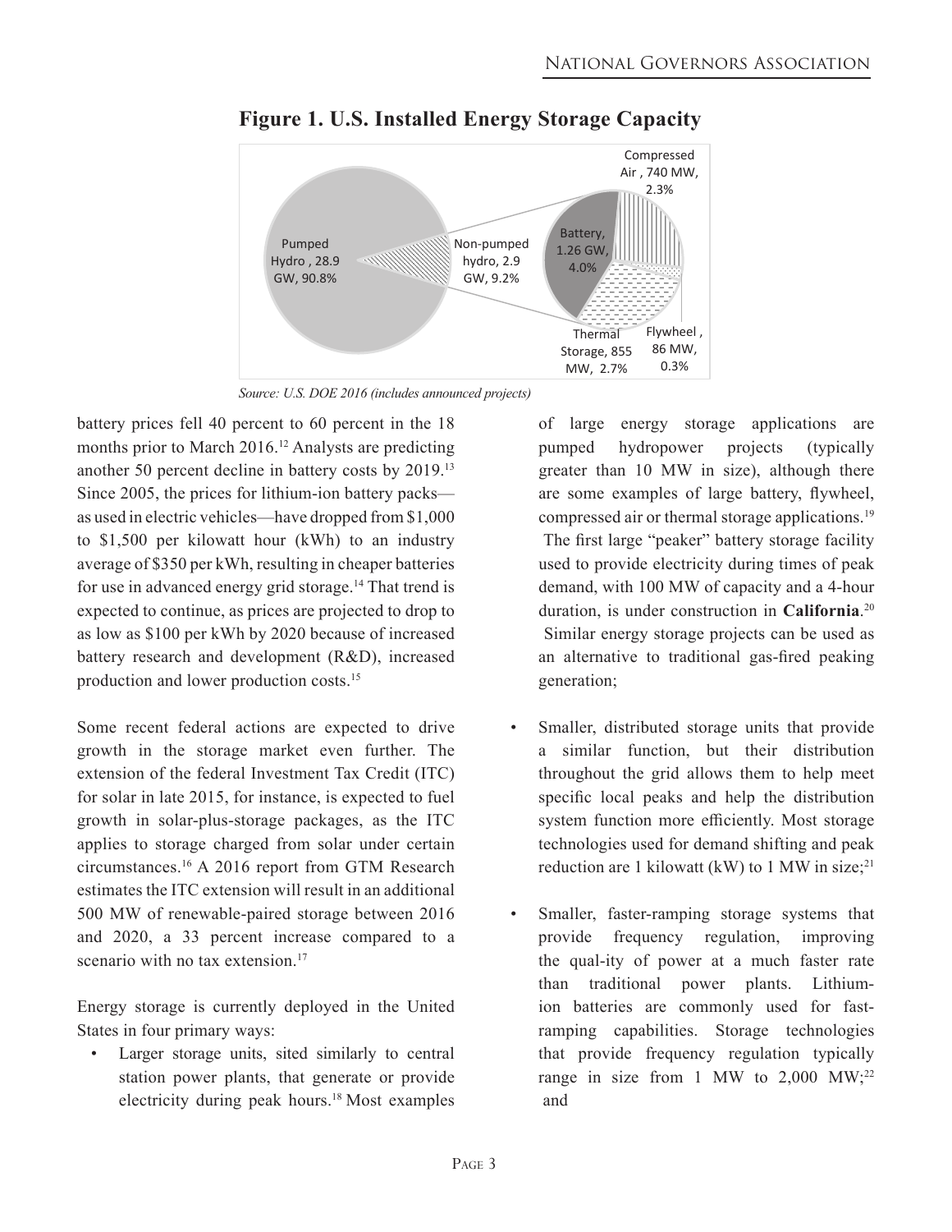## Figure 1. U.S. Installed Energy Storage Capacity

Pumped Hydro , 28.9 GW, 90.8%

Non-pumped hydro, 2.9 GW, 9.2%

Battery, 1.26 GW, 4.0%

Compressed Air , 740 MW, 2.3%

Thermal Storage, 855 MW, 2.7%

Flywheel , 86 MW, 0.3%

*Source: U.S. DOE 2016 (includes announced projects)*

battery prices fell 40 percent to 60 percent in the 18 months prior to March 2016.[12] Analysts are predicting another 50 percent decline in battery costs by 2019.[13] Since 2005, the prices for lithium-ion battery packs—as used in electric vehicles—have dropped from $1,000 to $1,500 per kilowatt hour (kWh) to an industry average of $350 per kWh, resulting in cheaper batteries for use in advanced energy grid storage.[14] That trend is expected to continue, as prices are projected to drop to as low as $100 per kWh by 2020 because of increased battery research and development (R&D), increased production and lower production costs.[15]

Some recent federal actions are expected to drive growth in the storage market even further. The extension of the federal Investment Tax Credit (ITC) for solar in late 2015, for instance, is expected to fuel growth in solar-plus-storage packages, as the ITC applies to storage charged from solar under certain circumstances.[16] A 2016 report from GTM Research estimates the ITC extension will result in an additional 500 MW of renewable-paired storage between 2016 and 2020, a 33 percent increase compared to a scenario with no tax extension.[17]

Energy storage is currently deployed in the United States in four primary ways:

- Larger storage units, sited similarly to central station power plants, that generate or provide electricity during peak hours.[18] Most examples of large energy storage applications are pumped hydropower projects (typically greater than 10 MW in size), although there are some examples of large battery, flywheel, compressed air or thermal storage applications.[19] The first large "peaker" battery storage facility used to provide electricity during times of peak demand, with 100 MW of capacity and a 4-hour duration, is under construction in **California**.[20] Similar energy storage projects can be used as an alternative to traditional gas-fired peaking generation;
- Smaller, distributed storage units that provide a similar function, but their distribution throughout the grid allows them to help meet specific local peaks and help the distribution system function more efficiently. Most storage technologies used for demand shifting and peak reduction are 1 kilowatt (kW) to 1 MW in size;[21]
- Smaller, faster-ramping storage systems that provide frequency regulation, improving the qual-ity of power at a much faster rate than traditional power plants. Lithium-ion batteries are commonly used for fast-ramping capabilities. Storage technologies that provide frequency regulation typically range in size from 1 MW to 2,000 MW;[22] and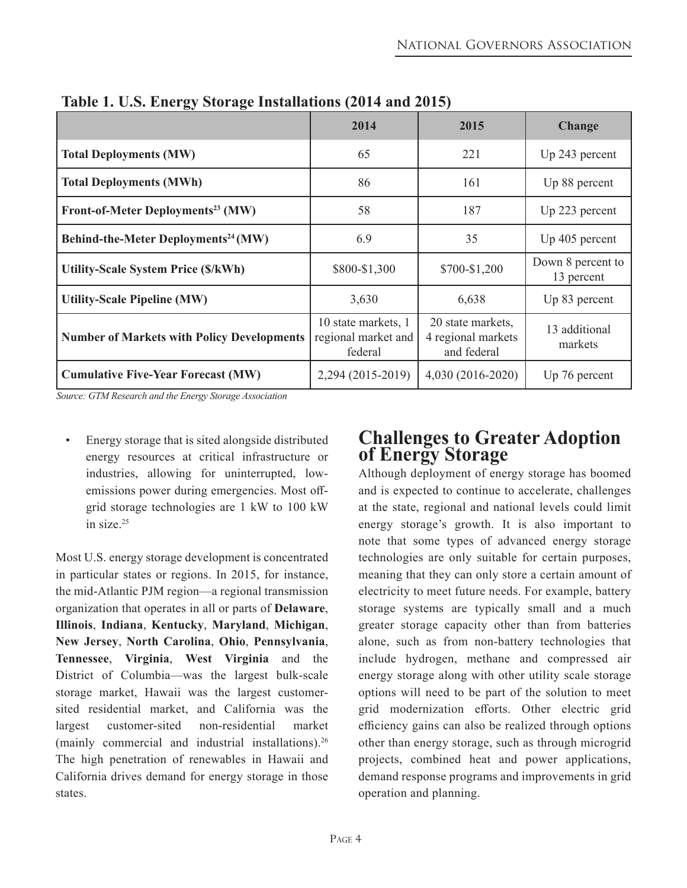**Table 1. U.S. Energy Storage Installations (2014 and 2015)**

| | 2014 | 2015 | Change |
|---|---|---|---|
| **Total Deployments (MW)** | 65 | 221 | Up 243 percent |
| **Total Deployments (MWh)** | 86 | 161 | Up 88 percent |
| **Front-of-Meter Deployments[23] (MW)** | 58 | 187 | Up 223 percent |
| **Behind-the-Meter Deployments[24] (MW)** | 6.9 | 35 | Up 405 percent |
| **Utility-Scale System Price ($/kWh)** | $800-$1,300 | $700-$1,200 | Down 8 percent to 13 percent |
| **Utility-Scale Pipeline (MW)** | 3,630 | 6,638 | Up 83 percent |
| **Number of Markets with Policy Developments** | 10 state markets, 1 regional market and federal | 20 state markets, 4 regional markets and federal | 13 additional markets |
| **Cumulative Five-Year Forecast (MW)** | 2,294 (2015-2019) | 4,030 (2016-2020) | Up 76 percent |

*Source: GTM Research and the Energy Storage Association*

- Energy storage that is sited alongside distributed energy resources at critical infrastructure or industries, allowing for uninterrupted, low-emissions power during emergencies. Most off-grid storage technologies are 1 kW to 100 kW in size.[25]

Most U.S. energy storage development is concentrated in particular states or regions. In 2015, for instance, the mid-Atlantic PJM region—a regional transmission organization that operates in all or parts of **Delaware**, **Illinois**, **Indiana**, **Kentucky**, **Maryland**, **Michigan**, **New Jersey**, **North Carolina**, **Ohio**, **Pennsylvania**, **Tennessee**, **Virginia**, **West Virginia** and the District of Columbia—was the largest bulk-scale storage market, Hawaii was the largest customer-sited residential market, and California was the largest customer-sited non-residential market (mainly commercial and industrial installations).[26] The high penetration of renewables in Hawaii and California drives demand for energy storage in those states.

## Challenges to Greater Adoption of Energy Storage

Although deployment of energy storage has boomed and is expected to continue to accelerate, challenges at the state, regional and national levels could limit energy storage's growth. It is also important to note that some types of advanced energy storage technologies are only suitable for certain purposes, meaning that they can only store a certain amount of electricity to meet future needs. For example, battery storage systems are typically small and a much greater storage capacity other than from batteries alone, such as from non-battery technologies that include hydrogen, methane and compressed air energy storage along with other utility scale storage options will need to be part of the solution to meet grid modernization efforts. Other electric grid efficiency gains can also be realized through options other than energy storage, such as through microgrid projects, combined heat and power applications, demand response programs and improvements in grid operation and planning.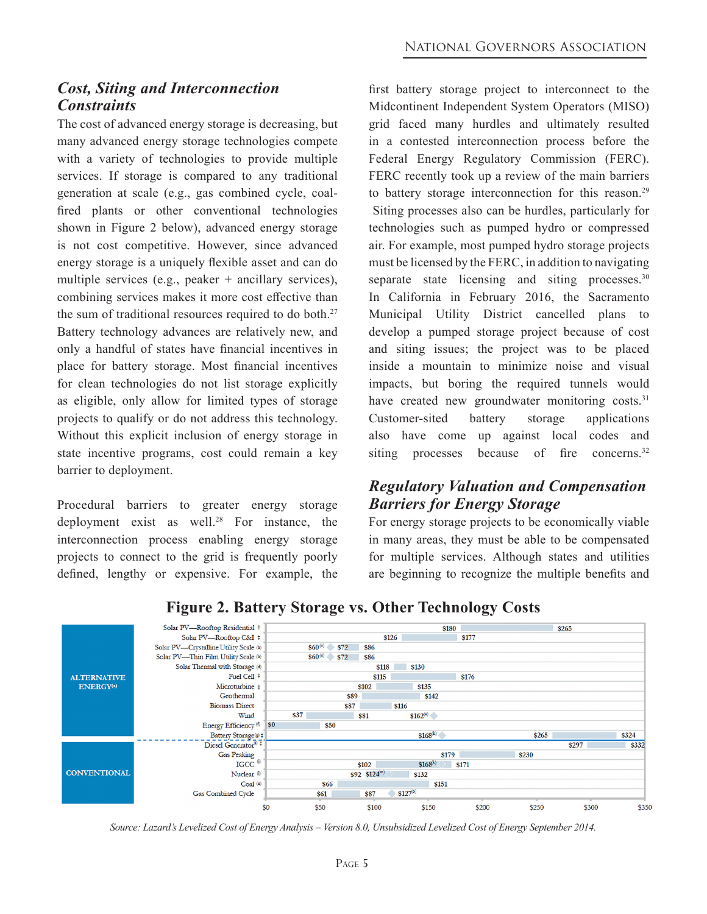## *Cost, Siting and Interconnection Constraints*

The cost of advanced energy storage is decreasing, but many advanced energy storage technologies compete with a variety of technologies to provide multiple services. If storage is compared to any traditional generation at scale (e.g., gas combined cycle, coal-fired plants or other conventional technologies shown in Figure 2 below), advanced energy storage is not cost competitive. However, since advanced energy storage is a uniquely flexible asset and can do multiple services (e.g., peaker + ancillary services), combining services makes it more cost effective than the sum of traditional resources required to do both.[27] Battery technology advances are relatively new, and only a handful of states have financial incentives in place for battery storage. Most financial incentives for clean technologies do not list storage explicitly as eligible, only allow for limited types of storage projects to qualify or do not address this technology. Without this explicit inclusion of energy storage in state incentive programs, cost could remain a key barrier to deployment.

Procedural barriers to greater energy storage deployment exist as well.[28] For instance, the interconnection process enabling energy storage projects to connect to the grid is frequently poorly defined, lengthy or expensive. For example, the first battery storage project to interconnect to the Midcontinent Independent System Operators (MISO) grid faced many hurdles and ultimately resulted in a contested interconnection process before the Federal Energy Regulatory Commission (FERC). FERC recently took up a review of the main barriers to battery storage interconnection for this reason.[29] Siting processes also can be hurdles, particularly for technologies such as pumped hydro or compressed air. For example, most pumped hydro storage projects must be licensed by the FERC, in addition to navigating separate state licensing and siting processes.[30] In California in February 2016, the Sacramento Municipal Utility District cancelled plans to develop a pumped storage project because of cost and siting issues; the project was to be placed inside a mountain to minimize noise and visual impacts, but boring the required tunnels would have created new groundwater monitoring costs.[31] Customer-sited battery storage applications also have come up against local codes and siting processes because of fire concerns.[32]

## *Regulatory Valuation and Compensation Barriers for Energy Storage*

For energy storage projects to be economically viable in many areas, they must be able to be compensated for multiple services. Although states and utilities are beginning to recognize the multiple benefits and

**Figure 2. Battery Storage vs. Other Technology Costs**

| Category | Technology | Low | High | Other marker |
|---|---|---|---|---|
| ALTERNATIVE ENERGY(a) | Solar PV—Rooftop Residential ‡ | $180 | $265 | |
| | Solar PV—Rooftop C&I ‡ | $126 | $177 | |
| | Solar PV—Crystalline Utility Scale (b) | $72 | $86 | $60(c) |
| | Solar PV—Thin Film Utility Scale (b) | $72 | $86 | $60(c) |
| | Solar Thermal with Storage (d) | $118 | $130 | |
| | Fuel Cell ‡ | $115 | $176 | |
| | Microturbine ‡ | $102 | $135 | |
| | Geothermal | $89 | $142 | |
| | Biomass Direct | $87 | $116 | |
| | Wind | $37 | $81 | $162(e) |
| | Energy Efficiency (f) | $0 | $50 | |
| | Battery Storage(g) ‡ | $265 | $324 | $168(h) |
| CONVENTIONAL | Diesel Generator(i) ‡ | $297 | $332 | |
| | Gas Peaking | $179 | $230 | |
| | IGCC (j) | $102 | $171 | $168(k) |
| | Nuclear (l) | $92 | $132 | $124(m) |
| | Coal (n) | $66 | $151 | |
| | Gas Combined Cycle | $61 | $87 | $127(o) |

*Source: Lazard's Levelized Cost of Energy Analysis – Version 8.0, Unsubsidized Levelized Cost of Energy September 2014.*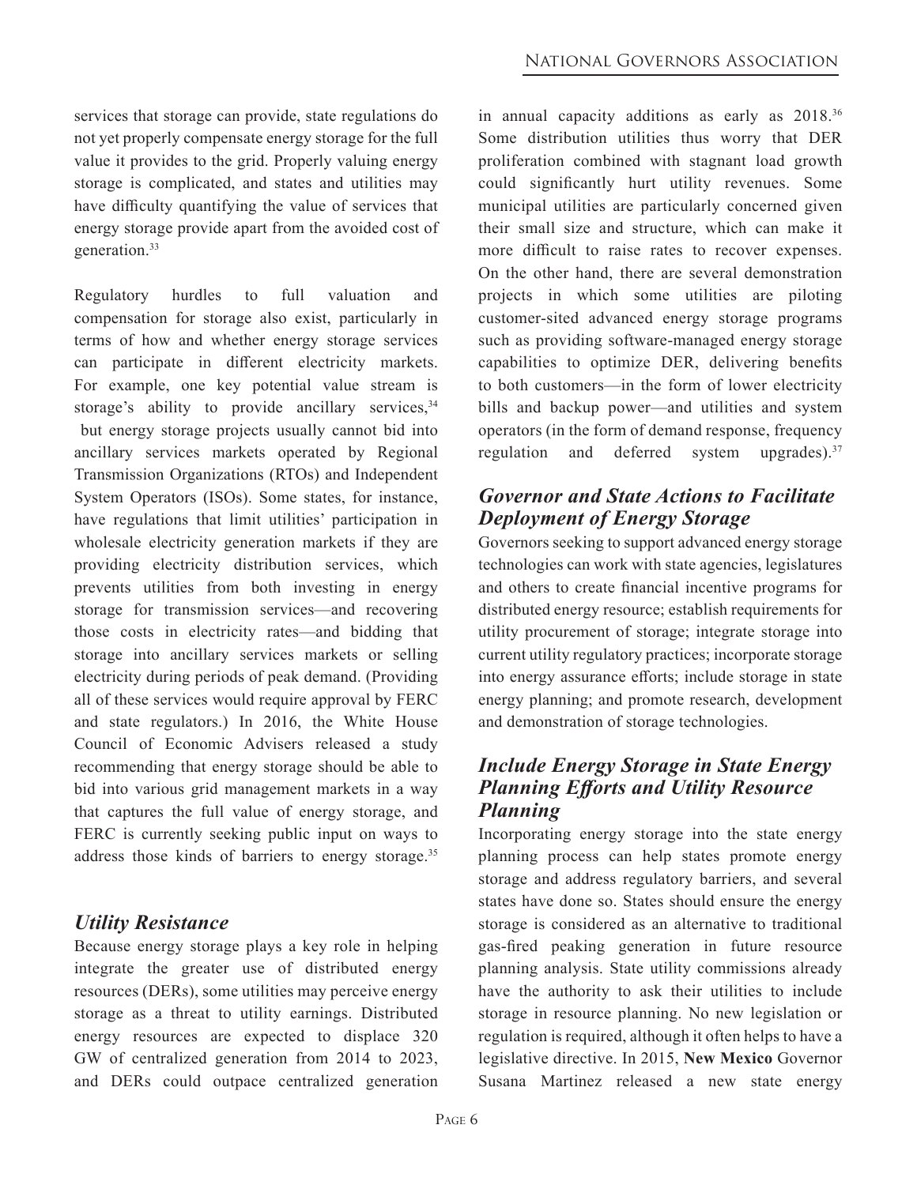services that storage can provide, state regulations do not yet properly compensate energy storage for the full value it provides to the grid. Properly valuing energy storage is complicated, and states and utilities may have difficulty quantifying the value of services that energy storage provide apart from the avoided cost of generation.[33]

Regulatory hurdles to full valuation and compensation for storage also exist, particularly in terms of how and whether energy storage services can participate in different electricity markets. For example, one key potential value stream is storage's ability to provide ancillary services,[34] but energy storage projects usually cannot bid into ancillary services markets operated by Regional Transmission Organizations (RTOs) and Independent System Operators (ISOs). Some states, for instance, have regulations that limit utilities' participation in wholesale electricity generation markets if they are providing electricity distribution services, which prevents utilities from both investing in energy storage for transmission services—and recovering those costs in electricity rates—and bidding that storage into ancillary services markets or selling electricity during periods of peak demand. (Providing all of these services would require approval by FERC and state regulators.) In 2016, the White House Council of Economic Advisers released a study recommending that energy storage should be able to bid into various grid management markets in a way that captures the full value of energy storage, and FERC is currently seeking public input on ways to address those kinds of barriers to energy storage.[35]

## *Utility Resistance*

Because energy storage plays a key role in helping integrate the greater use of distributed energy resources (DERs), some utilities may perceive energy storage as a threat to utility earnings. Distributed energy resources are expected to displace 320 GW of centralized generation from 2014 to 2023, and DERs could outpace centralized generation in annual capacity additions as early as 2018.[36] Some distribution utilities thus worry that DER proliferation combined with stagnant load growth could significantly hurt utility revenues. Some municipal utilities are particularly concerned given their small size and structure, which can make it more difficult to raise rates to recover expenses. On the other hand, there are several demonstration projects in which some utilities are piloting customer-sited advanced energy storage programs such as providing software-managed energy storage capabilities to optimize DER, delivering benefits to both customers—in the form of lower electricity bills and backup power—and utilities and system operators (in the form of demand response, frequency regulation and deferred system upgrades).[37]

## *Governor and State Actions to Facilitate Deployment of Energy Storage*

Governors seeking to support advanced energy storage technologies can work with state agencies, legislatures and others to create financial incentive programs for distributed energy resource; establish requirements for utility procurement of storage; integrate storage into current utility regulatory practices; incorporate storage into energy assurance efforts; include storage in state energy planning; and promote research, development and demonstration of storage technologies.

## *Include Energy Storage in State Energy Planning Efforts and Utility Resource Planning*

Incorporating energy storage into the state energy planning process can help states promote energy storage and address regulatory barriers, and several states have done so. States should ensure the energy storage is considered as an alternative to traditional gas-fired peaking generation in future resource planning analysis. State utility commissions already have the authority to ask their utilities to include storage in resource planning. No new legislation or regulation is required, although it often helps to have a legislative directive. In 2015, **New Mexico** Governor Susana Martinez released a new state energy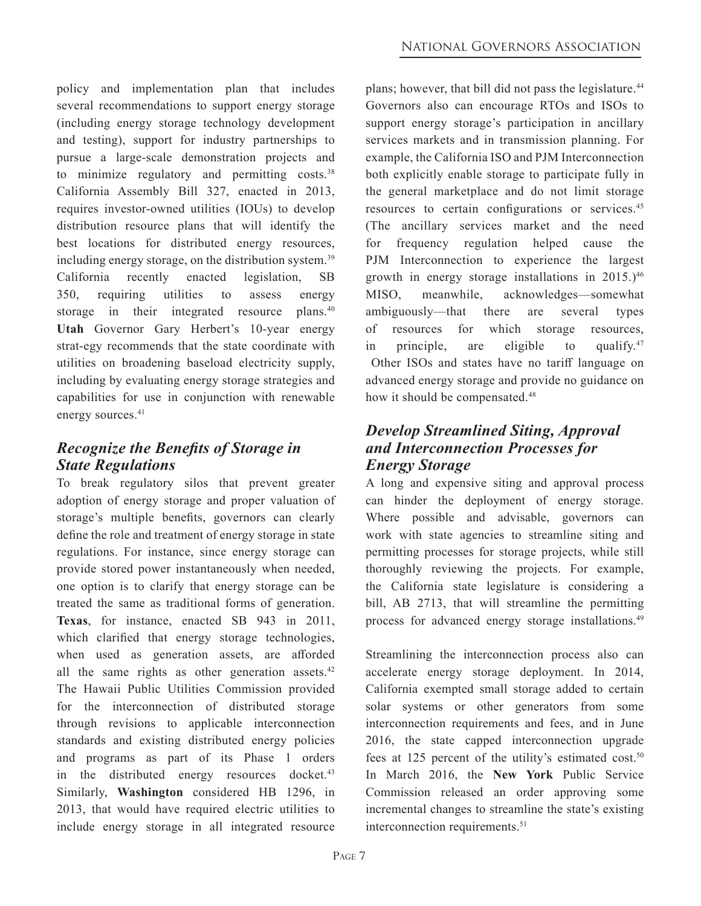policy and implementation plan that includes several recommendations to support energy storage (including energy storage technology development and testing), support for industry partnerships to pursue a large-scale demonstration projects and to minimize regulatory and permitting costs.[38] California Assembly Bill 327, enacted in 2013, requires investor-owned utilities (IOUs) to develop distribution resource plans that will identify the best locations for distributed energy resources, including energy storage, on the distribution system.[39] California recently enacted legislation, SB 350, requiring utilities to assess energy storage in their integrated resource plans.[40] **Utah** Governor Gary Herbert's 10-year energy strat-egy recommends that the state coordinate with utilities on broadening baseload electricity supply, including by evaluating energy storage strategies and capabilities for use in conjunction with renewable energy sources.[41]

## *Recognize the Benefits of Storage in State Regulations*

To break regulatory silos that prevent greater adoption of energy storage and proper valuation of storage's multiple benefits, governors can clearly define the role and treatment of energy storage in state regulations. For instance, since energy storage can provide stored power instantaneously when needed, one option is to clarify that energy storage can be treated the same as traditional forms of generation. **Texas**, for instance, enacted SB 943 in 2011, which clarified that energy storage technologies, when used as generation assets, are afforded all the same rights as other generation assets.[42] The Hawaii Public Utilities Commission provided for the interconnection of distributed storage through revisions to applicable interconnection standards and existing distributed energy policies and programs as part of its Phase 1 orders in the distributed energy resources docket.[43] Similarly, **Washington** considered HB 1296, in 2013, that would have required electric utilities to include energy storage in all integrated resource plans; however, that bill did not pass the legislature.[44] Governors also can encourage RTOs and ISOs to support energy storage's participation in ancillary services markets and in transmission planning. For example, the California ISO and PJM Interconnection both explicitly enable storage to participate fully in the general marketplace and do not limit storage resources to certain configurations or services.[45] (The ancillary services market and the need for frequency regulation helped cause the PJM Interconnection to experience the largest growth in energy storage installations in 2015.)[46] MISO, meanwhile, acknowledges—somewhat ambiguously—that there are several types of resources for which storage resources, in principle, are eligible to qualify.[47] Other ISOs and states have no tariff language on advanced energy storage and provide no guidance on how it should be compensated.[48]

## *Develop Streamlined Siting, Approval and Interconnection Processes for Energy Storage*

A long and expensive siting and approval process can hinder the deployment of energy storage. Where possible and advisable, governors can work with state agencies to streamline siting and permitting processes for storage projects, while still thoroughly reviewing the projects. For example, the California state legislature is considering a bill, AB 2713, that will streamline the permitting process for advanced energy storage installations.[49]

Streamlining the interconnection process also can accelerate energy storage deployment. In 2014, California exempted small storage added to certain solar systems or other generators from some interconnection requirements and fees, and in June 2016, the state capped interconnection upgrade fees at 125 percent of the utility's estimated cost.[50] In March 2016, the **New York** Public Service Commission released an order approving some incremental changes to streamline the state's existing interconnection requirements.[51]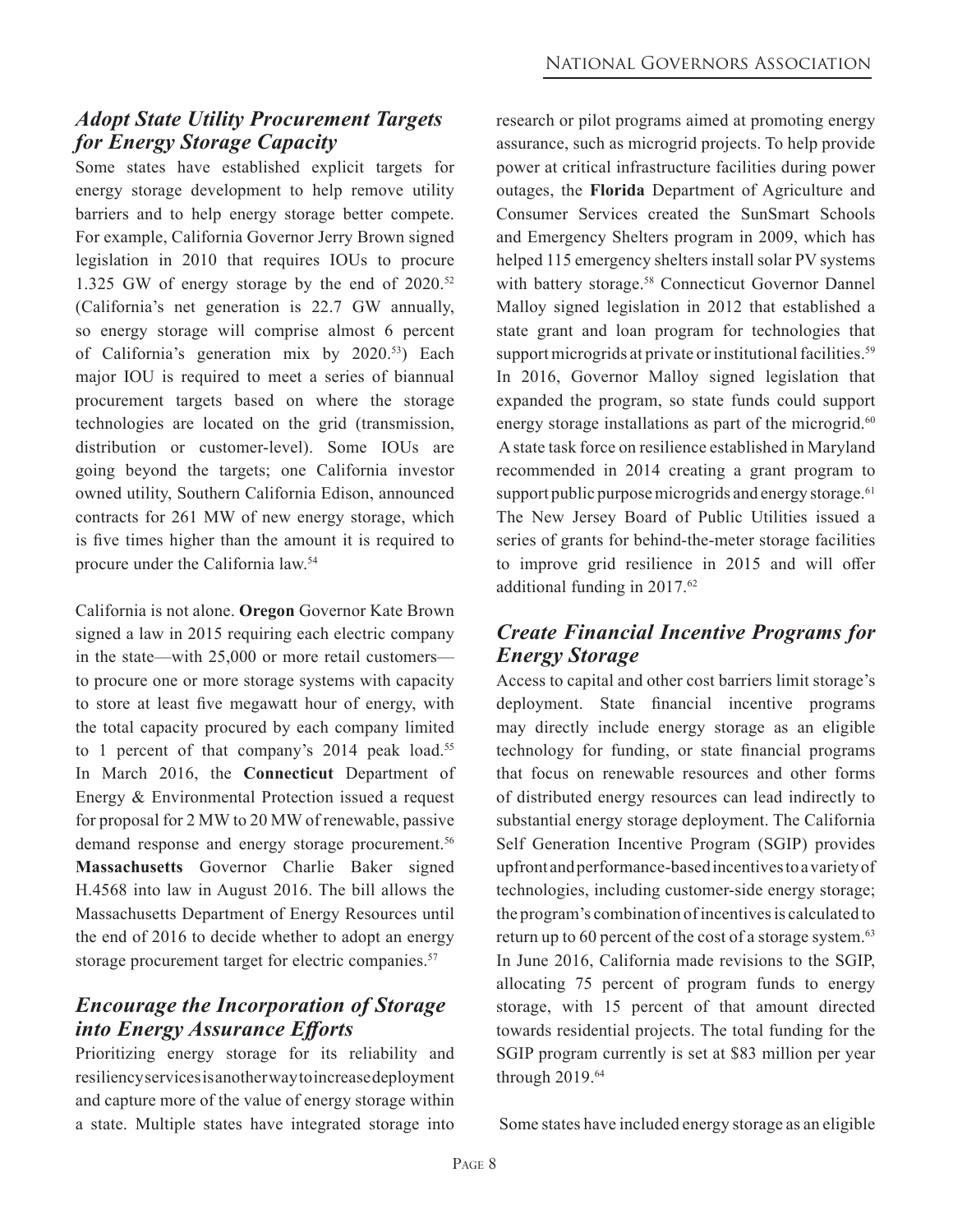## *Adopt State Utility Procurement Targets for Energy Storage Capacity*

Some states have established explicit targets for energy storage development to help remove utility barriers and to help energy storage better compete. For example, California Governor Jerry Brown signed legislation in 2010 that requires IOUs to procure 1.325 GW of energy storage by the end of 2020.[52] (California's net generation is 22.7 GW annually, so energy storage will comprise almost 6 percent of California's generation mix by 2020.[53]) Each major IOU is required to meet a series of biannual procurement targets based on where the storage technologies are located on the grid (transmission, distribution or customer-level). Some IOUs are going beyond the targets; one California investor owned utility, Southern California Edison, announced contracts for 261 MW of new energy storage, which is five times higher than the amount it is required to procure under the California law.[54]

California is not alone. **Oregon** Governor Kate Brown signed a law in 2015 requiring each electric company in the state—with 25,000 or more retail customers—to procure one or more storage systems with capacity to store at least five megawatt hour of energy, with the total capacity procured by each company limited to 1 percent of that company's 2014 peak load.[55] In March 2016, the **Connecticut** Department of Energy & Environmental Protection issued a request for proposal for 2 MW to 20 MW of renewable, passive demand response and energy storage procurement.[56] **Massachusetts** Governor Charlie Baker signed H.4568 into law in August 2016. The bill allows the Massachusetts Department of Energy Resources until the end of 2016 to decide whether to adopt an energy storage procurement target for electric companies.[57]

## *Encourage the Incorporation of Storage into Energy Assurance Efforts*

Prioritizing energy storage for its reliability and resiliency services is another way to increase deployment and capture more of the value of energy storage within a state. Multiple states have integrated storage into research or pilot programs aimed at promoting energy assurance, such as microgrid projects. To help provide power at critical infrastructure facilities during power outages, the **Florida** Department of Agriculture and Consumer Services created the SunSmart Schools and Emergency Shelters program in 2009, which has helped 115 emergency shelters install solar PV systems with battery storage.[58] Connecticut Governor Dannel Malloy signed legislation in 2012 that established a state grant and loan program for technologies that support microgrids at private or institutional facilities.[59] In 2016, Governor Malloy signed legislation that expanded the program, so state funds could support energy storage installations as part of the microgrid.[60] A state task force on resilience established in Maryland recommended in 2014 creating a grant program to support public purpose microgrids and energy storage.[61] The New Jersey Board of Public Utilities issued a series of grants for behind-the-meter storage facilities to improve grid resilience in 2015 and will offer additional funding in 2017.[62]

## *Create Financial Incentive Programs for Energy Storage*

Access to capital and other cost barriers limit storage's deployment. State financial incentive programs may directly include energy storage as an eligible technology for funding, or state financial programs that focus on renewable resources and other forms of distributed energy resources can lead indirectly to substantial energy storage deployment. The California Self Generation Incentive Program (SGIP) provides upfront and performance-based incentives to a variety of technologies, including customer-side energy storage; the program's combination of incentives is calculated to return up to 60 percent of the cost of a storage system.[63] In June 2016, California made revisions to the SGIP, allocating 75 percent of program funds to energy storage, with 15 percent of that amount directed towards residential projects. The total funding for the SGIP program currently is set at $83 million per year through 2019.[64]

Some states have included energy storage as an eligible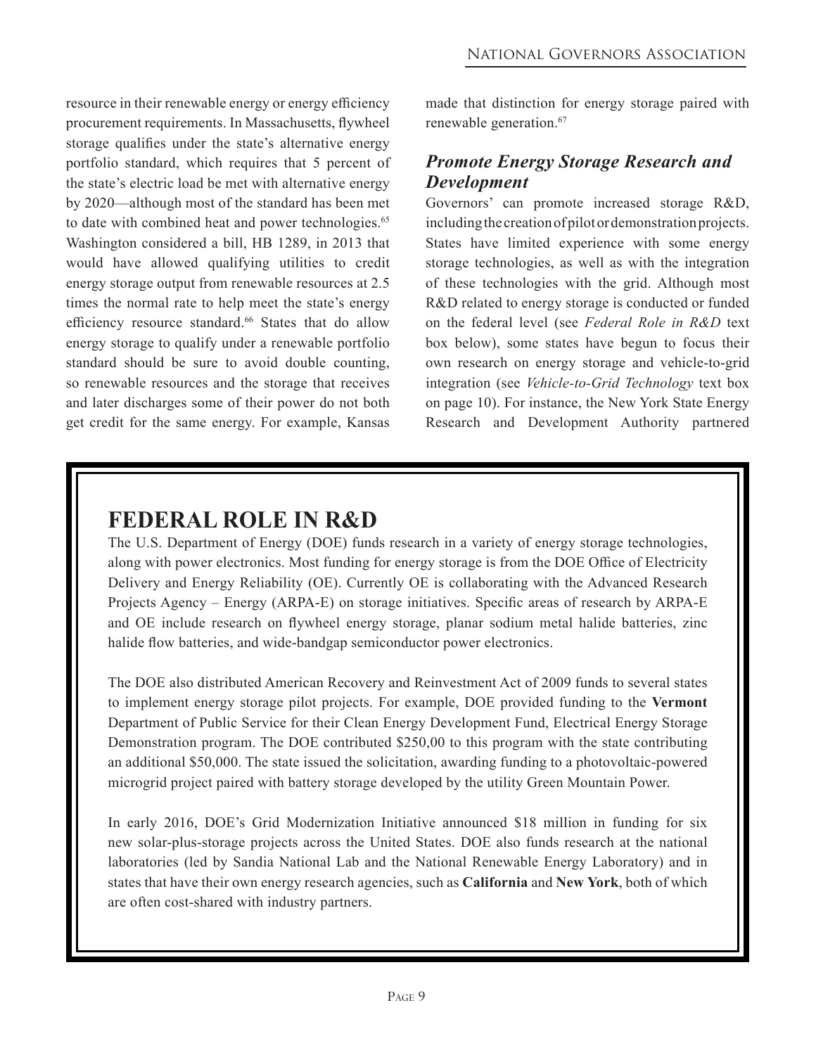resource in their renewable energy or energy efficiency procurement requirements. In Massachusetts, flywheel storage qualifies under the state's alternative energy portfolio standard, which requires that 5 percent of the state's electric load be met with alternative energy by 2020—although most of the standard has been met to date with combined heat and power technologies.[65] Washington considered a bill, HB 1289, in 2013 that would have allowed qualifying utilities to credit energy storage output from renewable resources at 2.5 times the normal rate to help meet the state's energy efficiency resource standard.[66] States that do allow energy storage to qualify under a renewable portfolio standard should be sure to avoid double counting, so renewable resources and the storage that receives and later discharges some of their power do not both get credit for the same energy. For example, Kansas made that distinction for energy storage paired with renewable generation.[67]

### *Promote Energy Storage Research and Development*

Governors' can promote increased storage R&D, including the creation of pilot or demonstration projects. States have limited experience with some energy storage technologies, as well as with the integration of these technologies with the grid. Although most R&D related to energy storage is conducted or funded on the federal level (see *Federal Role in R&D* text box below), some states have begun to focus their own research on energy storage and vehicle-to-grid integration (see *Vehicle-to-Grid Technology* text box on page 10). For instance, the New York State Energy Research and Development Authority partnered

## FEDERAL ROLE IN R&D

The U.S. Department of Energy (DOE) funds research in a variety of energy storage technologies, along with power electronics. Most funding for energy storage is from the DOE Office of Electricity Delivery and Energy Reliability (OE). Currently OE is collaborating with the Advanced Research Projects Agency – Energy (ARPA-E) on storage initiatives. Specific areas of research by ARPA-E and OE include research on flywheel energy storage, planar sodium metal halide batteries, zinc halide flow batteries, and wide-bandgap semiconductor power electronics.

The DOE also distributed American Recovery and Reinvestment Act of 2009 funds to several states to implement energy storage pilot projects. For example, DOE provided funding to the **Vermont** Department of Public Service for their Clean Energy Development Fund, Electrical Energy Storage Demonstration program. The DOE contributed $250,00 to this program with the state contributing an additional $50,000. The state issued the solicitation, awarding funding to a photovoltaic-powered microgrid project paired with battery storage developed by the utility Green Mountain Power.

In early 2016, DOE's Grid Modernization Initiative announced $18 million in funding for six new solar-plus-storage projects across the United States. DOE also funds research at the national laboratories (led by Sandia National Lab and the National Renewable Energy Laboratory) and in states that have their own energy research agencies, such as **California** and **New York**, both of which are often cost-shared with industry partners.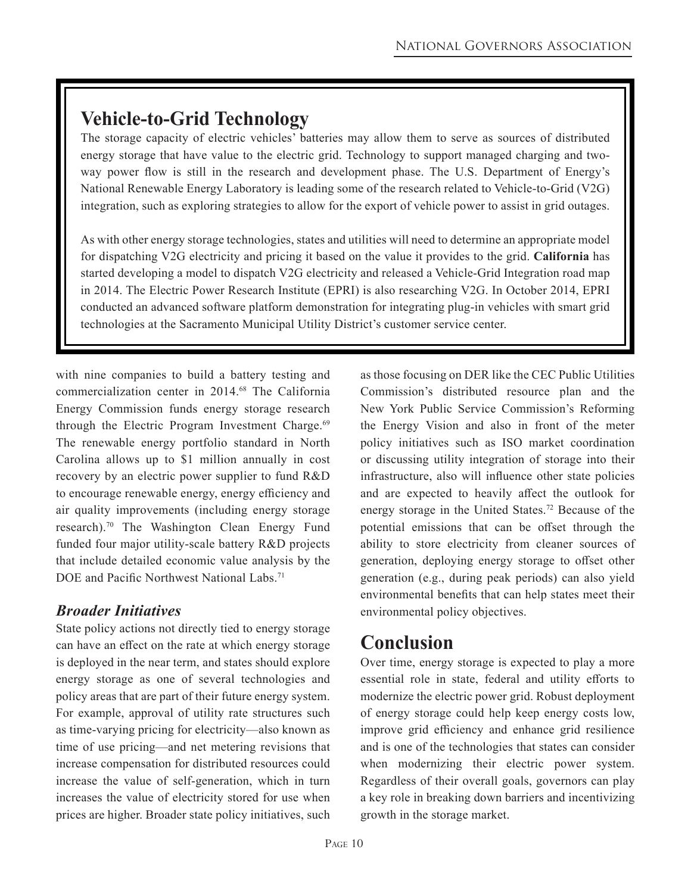## Vehicle-to-Grid Technology

The storage capacity of electric vehicles' batteries may allow them to serve as sources of distributed energy storage that have value to the electric grid. Technology to support managed charging and two-way power flow is still in the research and development phase. The U.S. Department of Energy's National Renewable Energy Laboratory is leading some of the research related to Vehicle-to-Grid (V2G) integration, such as exploring strategies to allow for the export of vehicle power to assist in grid outages.

As with other energy storage technologies, states and utilities will need to determine an appropriate model for dispatching V2G electricity and pricing it based on the value it provides to the grid. **California** has started developing a model to dispatch V2G electricity and released a Vehicle-Grid Integration road map in 2014. The Electric Power Research Institute (EPRI) is also researching V2G. In October 2014, EPRI conducted an advanced software platform demonstration for integrating plug-in vehicles with smart grid technologies at the Sacramento Municipal Utility District's customer service center.

with nine companies to build a battery testing and commercialization center in 2014.[68] The California Energy Commission funds energy storage research through the Electric Program Investment Charge.[69] The renewable energy portfolio standard in North Carolina allows up to $1 million annually in cost recovery by an electric power supplier to fund R&D to encourage renewable energy, energy efficiency and air quality improvements (including energy storage research).[70] The Washington Clean Energy Fund funded four major utility-scale battery R&D projects that include detailed economic value analysis by the DOE and Pacific Northwest National Labs.[71]

### *Broader Initiatives*

State policy actions not directly tied to energy storage can have an effect on the rate at which energy storage is deployed in the near term, and states should explore energy storage as one of several technologies and policy areas that are part of their future energy system. For example, approval of utility rate structures such as time-varying pricing for electricity—also known as time of use pricing—and net metering revisions that increase compensation for distributed resources could increase the value of self-generation, which in turn increases the value of electricity stored for use when prices are higher. Broader state policy initiatives, such as those focusing on DER like the CEC Public Utilities Commission's distributed resource plan and the New York Public Service Commission's Reforming the Energy Vision and also in front of the meter policy initiatives such as ISO market coordination or discussing utility integration of storage into their infrastructure, also will influence other state policies and are expected to heavily affect the outlook for energy storage in the United States.[72] Because of the potential emissions that can be offset through the ability to store electricity from cleaner sources of generation, deploying energy storage to offset other generation (e.g., during peak periods) can also yield environmental benefits that can help states meet their environmental policy objectives.

## Conclusion

Over time, energy storage is expected to play a more essential role in state, federal and utility efforts to modernize the electric power grid. Robust deployment of energy storage could help keep energy costs low, improve grid efficiency and enhance grid resilience and is one of the technologies that states can consider when modernizing their electric power system. Regardless of their overall goals, governors can play a key role in breaking down barriers and incentivizing growth in the storage market.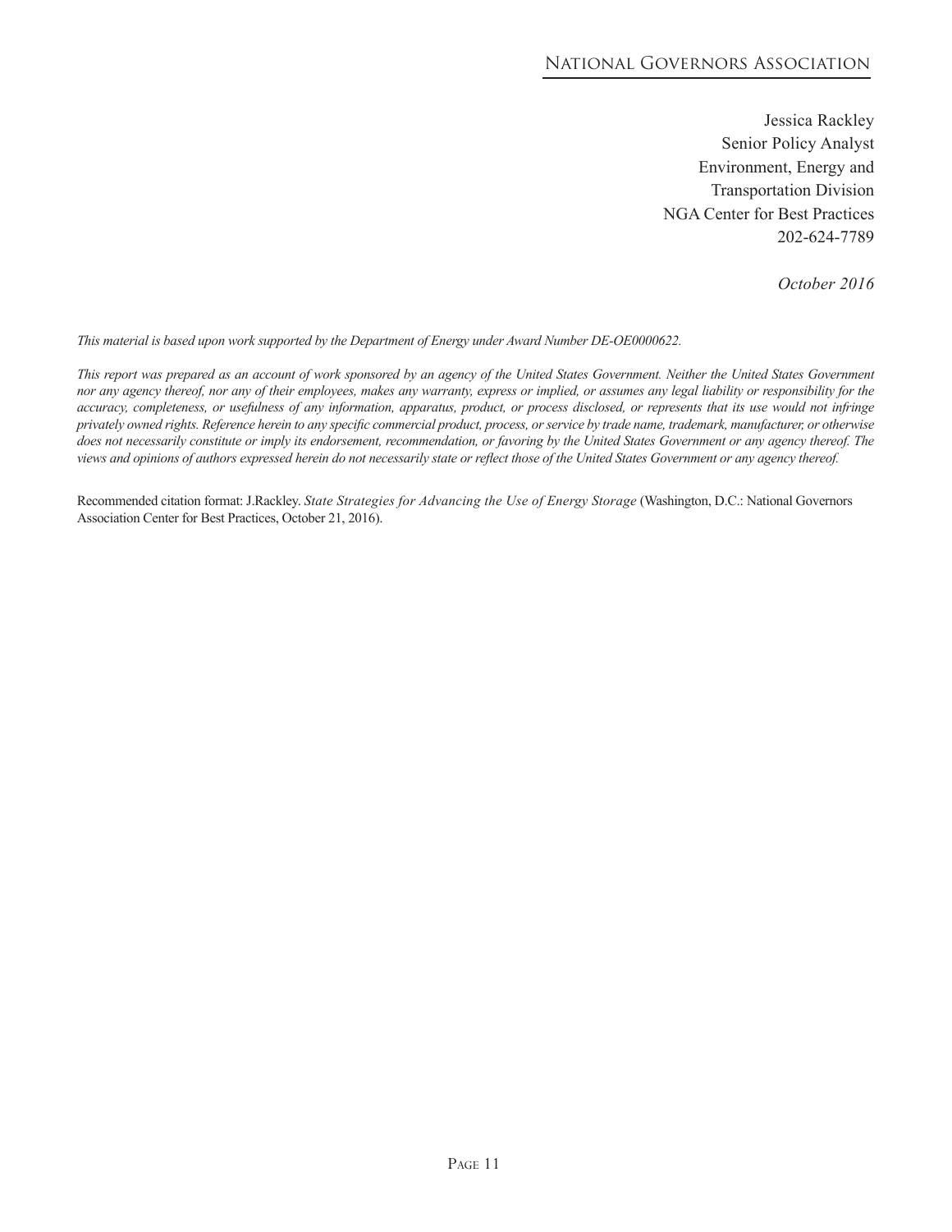Jessica Rackley
Senior Policy Analyst
Environment, Energy and
Transportation Division
NGA Center for Best Practices
202-624-7789

*October 2016*

*This material is based upon work supported by the Department of Energy under Award Number DE-OE0000622.*

*This report was prepared as an account of work sponsored by an agency of the United States Government. Neither the United States Government nor any agency thereof, nor any of their employees, makes any warranty, express or implied, or assumes any legal liability or responsibility for the accuracy, completeness, or usefulness of any information, apparatus, product, or process disclosed, or represents that its use would not infringe privately owned rights. Reference herein to any specific commercial product, process, or service by trade name, trademark, manufacturer, or otherwise does not necessarily constitute or imply its endorsement, recommendation, or favoring by the United States Government or any agency thereof. The views and opinions of authors expressed herein do not necessarily state or reflect those of the United States Government or any agency thereof.*

Recommended citation format: J.Rackley. *State Strategies for Advancing the Use of Energy Storage* (Washington, D.C.: National Governors Association Center for Best Practices, October 21, 2016).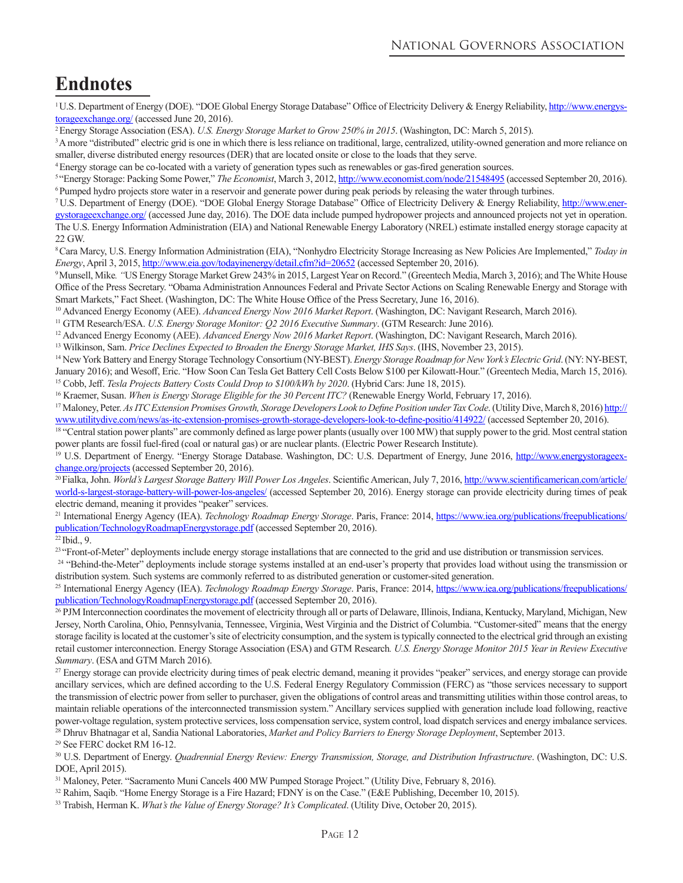# Endnotes

[1] U.S. Department of Energy (DOE). "DOE Global Energy Storage Database" Office of Electricity Delivery & Energy Reliability, http://www.energystorageexchange.org/ (accessed June 20, 2016).

[2] Energy Storage Association (ESA). *U.S. Energy Storage Market to Grow 250% in 2015*. (Washington, DC: March 5, 2015).

[3] A more "distributed" electric grid is one in which there is less reliance on traditional, large, centralized, utility-owned generation and more reliance on smaller, diverse distributed energy resources (DER) that are located onsite or close to the loads that they serve.

[4] Energy storage can be co-located with a variety of generation types such as renewables or gas-fired generation sources.

[5] "Energy Storage: Packing Some Power," *The Economist*, March 3, 2012, http://www.economist.com/node/21548495 (accessed September 20, 2016).

[6] Pumped hydro projects store water in a reservoir and generate power during peak periods by releasing the water through turbines.

[7] U.S. Department of Energy (DOE). "DOE Global Energy Storage Database" Office of Electricity Delivery & Energy Reliability, http://www.energystorageexchange.org/ (accessed June day, 2016). The DOE data include pumped hydropower projects and announced projects not yet in operation. The U.S. Energy Information Administration (EIA) and National Renewable Energy Laboratory (NREL) estimate installed energy storage capacity at 22 GW.

[8] Cara Marcy, U.S. Energy Information Administration (EIA), "Nonhydro Electricity Storage Increasing as New Policies Are Implemented," *Today in Energy*, April 3, 2015, http://www.eia.gov/todayinenergy/detail.cfm?id=20652 (accessed September 20, 2016).

[9] Munsell, Mike*. "*US Energy Storage Market Grew 243% in 2015, Largest Year on Record." (Greentech Media, March 3, 2016); and The White House Office of the Press Secretary. "Obama Administration Announces Federal and Private Sector Actions on Scaling Renewable Energy and Storage with Smart Markets," Fact Sheet. (Washington, DC: The White House Office of the Press Secretary, June 16, 2016).

[10] Advanced Energy Economy (AEE). *Advanced Energy Now 2016 Market Report*. (Washington, DC: Navigant Research, March 2016).

[11] GTM Research/ESA. *U.S. Energy Storage Monitor: Q2 2016 Executive Summary*. (GTM Research: June 2016).

[12] Advanced Energy Economy (AEE). *Advanced Energy Now 2016 Market Report*. (Washington, DC: Navigant Research, March 2016).

[13] Wilkinson, Sam. *Price Declines Expected to Broaden the Energy Storage Market, IHS Says*. (IHS, November 23, 2015).

[14] New York Battery and Energy Storage Technology Consortium (NY-BEST). *Energy Storage Roadmap for New York's Electric Grid*. (NY: NY-BEST, January 2016); and Wesoff, Eric. "How Soon Can Tesla Get Battery Cell Costs Below $100 per Kilowatt-Hour." (Greentech Media, March 15, 2016).

[15] Cobb, Jeff. *Tesla Projects Battery Costs Could Drop to $100/kWh by 2020*. (Hybrid Cars: June 18, 2015).

[16] Kraemer, Susan. *When is Energy Storage Eligible for the 30 Percent ITC?* (Renewable Energy World, February 17, 2016).

[17] Maloney, Peter. *As ITC Extension Promises Growth, Storage Developers Look to Define Position under Tax Code*. (Utility Dive, March 8, 2016) http://www.utilitydive.com/news/as-itc-extension-promises-growth-storage-developers-look-to-define-positio/414922/ (accessed September 20, 2016).

[18] "Central station power plants" are commonly defined as large power plants (usually over 100 MW) that supply power to the grid. Most central station power plants are fossil fuel-fired (coal or natural gas) or are nuclear plants. (Electric Power Research Institute).

[19] U.S. Department of Energy. "Energy Storage Database. Washington, DC: U.S. Department of Energy, June 2016, http://www.energystorageexchange.org/projects (accessed September 20, 2016).

[20] Fialka, John. *World's Largest Storage Battery Will Power Los Angeles*. Scientific American, July 7, 2016, http://www.scientificamerican.com/article/world-s-largest-storage-battery-will-power-los-angeles/ (accessed September 20, 2016). Energy storage can provide electricity during times of peak electric demand, meaning it provides "peaker" services.

[21] International Energy Agency (IEA). *Technology Roadmap Energy Storage*. Paris, France: 2014, https://www.iea.org/publications/freepublications/publication/TechnologyRoadmapEnergystorage.pdf (accessed September 20, 2016).

[22] Ibid., 9.

[23] "Front-of-Meter" deployments include energy storage installations that are connected to the grid and use distribution or transmission services.

[24] "Behind-the-Meter" deployments include storage systems installed at an end-user's property that provides load without using the transmission or distribution system. Such systems are commonly referred to as distributed generation or customer-sited generation.

[25] International Energy Agency (IEA). *Technology Roadmap Energy Storage*. Paris, France: 2014, https://www.iea.org/publications/freepublications/publication/TechnologyRoadmapEnergystorage.pdf (accessed September 20, 2016).

[26] PJM Interconnection coordinates the movement of electricity through all or parts of Delaware, Illinois, Indiana, Kentucky, Maryland, Michigan, New Jersey, North Carolina, Ohio, Pennsylvania, Tennessee, Virginia, West Virginia and the District of Columbia. "Customer-sited" means that the energy storage facility is located at the customer's site of electricity consumption, and the system is typically connected to the electrical grid through an existing retail customer interconnection. Energy Storage Association (ESA) and GTM Research*. U.S. Energy Storage Monitor 2015 Year in Review Executive Summary*. (ESA and GTM March 2016).

[27] Energy storage can provide electricity during times of peak electric demand, meaning it provides "peaker" services, and energy storage can provide ancillary services, which are defined according to the U.S. Federal Energy Regulatory Commission (FERC) as "those services necessary to support the transmission of electric power from seller to purchaser, given the obligations of control areas and transmitting utilities within those control areas, to maintain reliable operations of the interconnected transmission system." Ancillary services supplied with generation include load following, reactive power-voltage regulation, system protective services, loss compensation service, system control, load dispatch services and energy imbalance services.

[28] Dhruv Bhatnagar et al, Sandia National Laboratories, *Market and Policy Barriers to Energy Storage Deployment*, September 2013.

[29] See FERC docket RM 16-12.

[30] U.S. Department of Energy. *Quadrennial Energy Review: Energy Transmission, Storage, and Distribution Infrastructure*. (Washington, DC: U.S. DOE, April 2015).

[31] Maloney, Peter. "Sacramento Muni Cancels 400 MW Pumped Storage Project." (Utility Dive, February 8, 2016).

[32] Rahim, Saqib. "Home Energy Storage is a Fire Hazard; FDNY is on the Case." (E&E Publishing, December 10, 2015).

[33] Trabish, Herman K. *What's the Value of Energy Storage? It's Complicated*. (Utility Dive, October 20, 2015).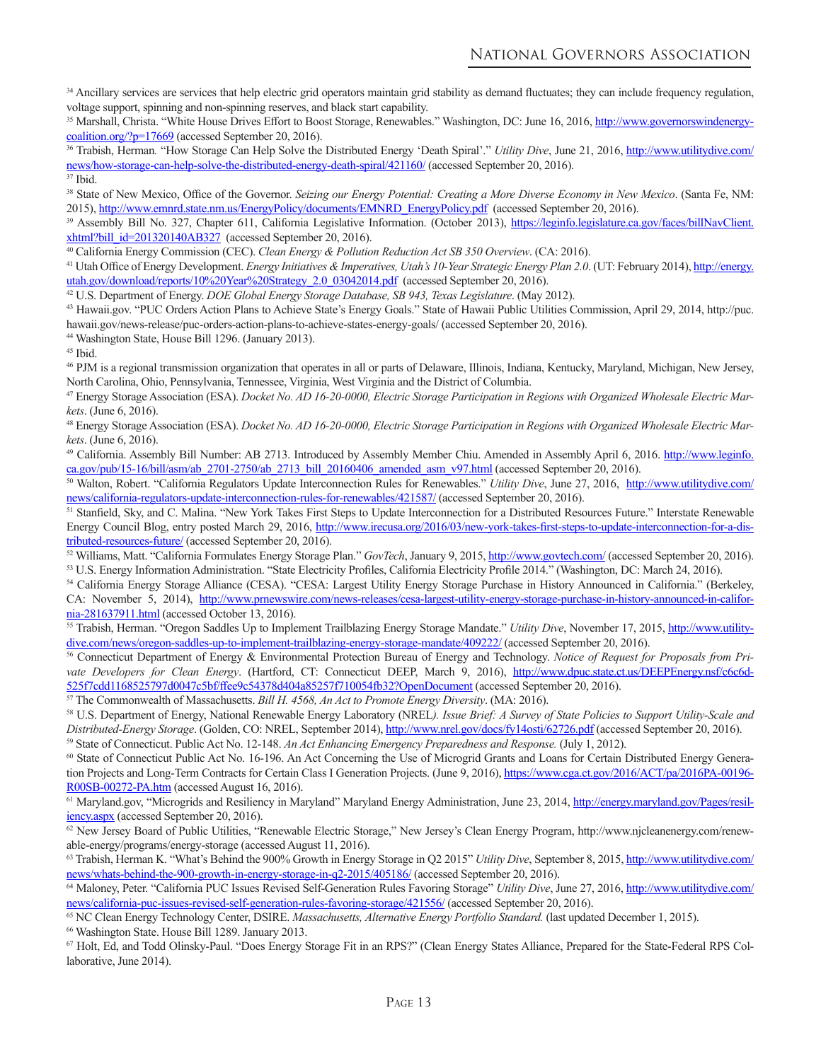[34] Ancillary services are services that help electric grid operators maintain grid stability as demand fluctuates; they can include frequency regulation, voltage support, spinning and non-spinning reserves, and black start capability.

[35] Marshall, Christa. "White House Drives Effort to Boost Storage, Renewables." Washington, DC: June 16, 2016, http://www.governorswindenergycoalition.org/?p=17669 (accessed September 20, 2016).

[36] Trabish, Herman. "How Storage Can Help Solve the Distributed Energy 'Death Spiral'." *Utility Dive*, June 21, 2016, http://www.utilitydive.com/news/how-storage-can-help-solve-the-distributed-energy-death-spiral/421160/ (accessed September 20, 2016).

[37] Ibid.

[38] State of New Mexico, Office of the Governor. *Seizing our Energy Potential: Creating a More Diverse Economy in New Mexico*. (Santa Fe, NM: 2015), http://www.emnrd.state.nm.us/EnergyPolicy/documents/EMNRD_EnergyPolicy.pdf (accessed September 20, 2016).

[39] Assembly Bill No. 327, Chapter 611, California Legislative Information. (October 2013), https://leginfo.legislature.ca.gov/faces/billNavClient.xhtml?bill_id=201320140AB327 (accessed September 20, 2016).

[40] California Energy Commission (CEC). *Clean Energy & Pollution Reduction Act SB 350 Overview*. (CA: 2016).

[41] Utah Office of Energy Development. *Energy Initiatives & Imperatives, Utah's 10-Year Strategic Energy Plan 2.0*. (UT: February 2014), http://energy.utah.gov/download/reports/10%20Year%20Strategy_2.0_03042014.pdf (accessed September 20, 2016).

[42] U.S. Department of Energy. *DOE Global Energy Storage Database, SB 943, Texas Legislature*. (May 2012).

[43] Hawaii.gov. "PUC Orders Action Plans to Achieve State's Energy Goals." State of Hawaii Public Utilities Commission, April 29, 2014, http://puc.hawaii.gov/news-release/puc-orders-action-plans-to-achieve-states-energy-goals/ (accessed September 20, 2016).

[44] Washington State, House Bill 1296. (January 2013).

[45] Ibid.

[46] PJM is a regional transmission organization that operates in all or parts of Delaware, Illinois, Indiana, Kentucky, Maryland, Michigan, New Jersey, North Carolina, Ohio, Pennsylvania, Tennessee, Virginia, West Virginia and the District of Columbia.

[47] Energy Storage Association (ESA). *Docket No. AD 16-20-0000, Electric Storage Participation in Regions with Organized Wholesale Electric Markets*. (June 6, 2016).

[48] Energy Storage Association (ESA). *Docket No. AD 16-20-0000, Electric Storage Participation in Regions with Organized Wholesale Electric Markets*. (June 6, 2016).

[49] California. Assembly Bill Number: AB 2713. Introduced by Assembly Member Chiu. Amended in Assembly April 6, 2016. http://www.leginfo.ca.gov/pub/15-16/bill/asm/ab_2701-2750/ab_2713_bill_20160406_amended_asm_v97.html (accessed September 20, 2016).

[50] Walton, Robert. "California Regulators Update Interconnection Rules for Renewables." *Utility Dive*, June 27, 2016, http://www.utilitydive.com/news/california-regulators-update-interconnection-rules-for-renewables/421587/ (accessed September 20, 2016).

[51] Stanfield, Sky, and C. Malina. "New York Takes First Steps to Update Interconnection for a Distributed Resources Future." Interstate Renewable Energy Council Blog, entry posted March 29, 2016, http://www.irecusa.org/2016/03/new-york-takes-first-steps-to-update-interconnection-for-a-distributed-resources-future/ (accessed September 20, 2016).

[52] Williams, Matt. "California Formulates Energy Storage Plan." *GovTech*, January 9, 2015, http://www.govtech.com/ (accessed September 20, 2016).

[53] U.S. Energy Information Administration. "State Electricity Profiles, California Electricity Profile 2014." (Washington, DC: March 24, 2016).

[54] California Energy Storage Alliance (CESA). "CESA: Largest Utility Energy Storage Purchase in History Announced in California." (Berkeley, CA: November 5, 2014), http://www.prnewswire.com/news-releases/cesa-largest-utility-energy-storage-purchase-in-history-announced-in-california-281637911.html (accessed October 13, 2016).

[55] Trabish, Herman. "Oregon Saddles Up to Implement Trailblazing Energy Storage Mandate." *Utility Dive*, November 17, 2015, http://www.utilitydive.com/news/oregon-saddles-up-to-implement-trailblazing-energy-storage-mandate/409222/ (accessed September 20, 2016).

[56] Connecticut Department of Energy & Environmental Protection Bureau of Energy and Technology. *Notice of Request for Proposals from Private Developers for Clean Energy*. (Hartford, CT: Connecticut DEEP, March 9, 2016), http://www.dpuc.state.ct.us/DEEPEnergy.nsf/c6c6d525f7cdd1168525797d0047c5bf/ffee9c54378d404a85257f710054fb32?OpenDocument (accessed September 20, 2016).

[57] The Commonwealth of Massachusetts. *Bill H. 4568, An Act to Promote Energy Diversity*. (MA: 2016).

[58] U.S. Department of Energy, National Renewable Energy Laboratory (NREL*). Issue Brief: A Survey of State Policies to Support Utility-Scale and Distributed-Energy Storage*. (Golden, CO: NREL, September 2014), http://www.nrel.gov/docs/fy14osti/62726.pdf (accessed September 20, 2016).

[59] State of Connecticut. Public Act No. 12-148. *An Act Enhancing Emergency Preparedness and Response.* (July 1, 2012).

[60] State of Connecticut Public Act No. 16-196. An Act Concerning the Use of Microgrid Grants and Loans for Certain Distributed Energy Generation Projects and Long-Term Contracts for Certain Class I Generation Projects. (June 9, 2016), https://www.cga.ct.gov/2016/ACT/pa/2016PA-00196-R00SB-00272-PA.htm (accessed August 16, 2016).

[61] Maryland.gov, "Microgrids and Resiliency in Maryland" Maryland Energy Administration, June 23, 2014, http://energy.maryland.gov/Pages/resiliency.aspx (accessed September 20, 2016).

[62] New Jersey Board of Public Utilities, "Renewable Electric Storage," New Jersey's Clean Energy Program, http://www.njcleanenergy.com/renewable-energy/programs/energy-storage (accessed August 11, 2016).

[63] Trabish, Herman K. "What's Behind the 900% Growth in Energy Storage in Q2 2015" *Utility Dive*, September 8, 2015, http://www.utilitydive.com/news/whats-behind-the-900-growth-in-energy-storage-in-q2-2015/405186/ (accessed September 20, 2016).

[64] Maloney, Peter. "California PUC Issues Revised Self-Generation Rules Favoring Storage" *Utility Dive*, June 27, 2016, http://www.utilitydive.com/news/california-puc-issues-revised-self-generation-rules-favoring-storage/421556/ (accessed September 20, 2016).

[65] NC Clean Energy Technology Center, DSIRE. *Massachusetts, Alternative Energy Portfolio Standard.* (last updated December 1, 2015).

[66] Washington State. House Bill 1289. January 2013.

[67] Holt, Ed, and Todd Olinsky-Paul. "Does Energy Storage Fit in an RPS?" (Clean Energy States Alliance, Prepared for the State-Federal RPS Collaborative, June 2014).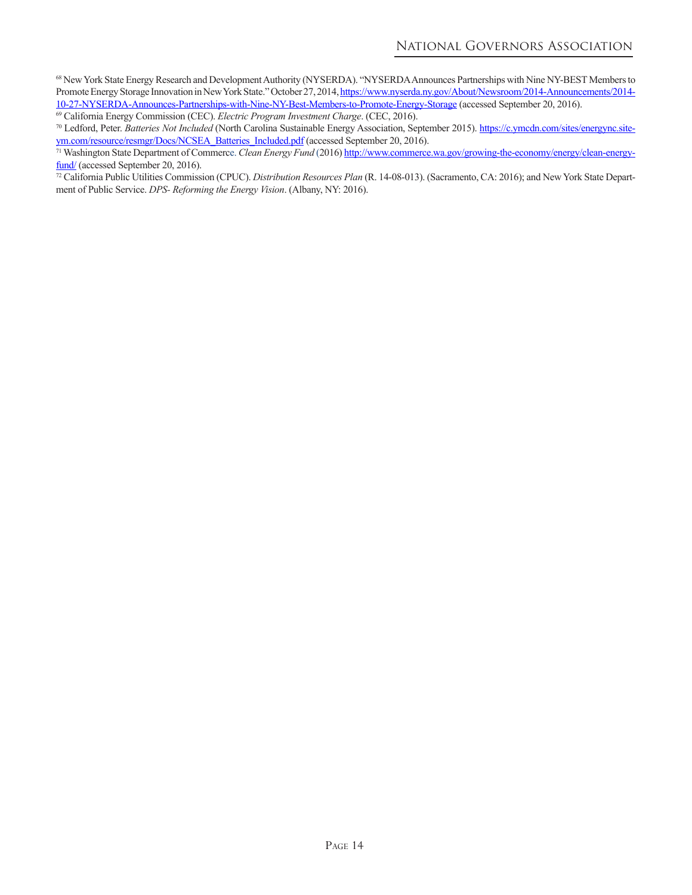[68] New York State Energy Research and Development Authority (NYSERDA). "NYSERDA Announces Partnerships with Nine NY-BEST Members to Promote Energy Storage Innovation in New York State." October 27, 2014, https://www.nyserda.ny.gov/About/Newsroom/2014-Announcements/2014-10-27-NYSERDA-Announces-Partnerships-with-Nine-NY-Best-Members-to-Promote-Energy-Storage (accessed September 20, 2016).

[69] California Energy Commission (CEC). *Electric Program Investment Charge*. (CEC, 2016).

[70] Ledford, Peter. *Batteries Not Included* (North Carolina Sustainable Energy Association, September 2015). https://c.ymcdn.com/sites/energync.site-ym.com/resource/resmgr/Docs/NCSEA_Batteries_Included.pdf (accessed September 20, 2016).

[71] Washington State Department of Commerce. *Clean Energy Fund* (2016) http://www.commerce.wa.gov/growing-the-economy/energy/clean-energy-fund/ (accessed September 20, 2016).

[72] California Public Utilities Commission (CPUC). *Distribution Resources Plan* (R. 14-08-013). (Sacramento, CA: 2016); and New York State Department of Public Service. *DPS- Reforming the Energy Vision*. (Albany, NY: 2016).